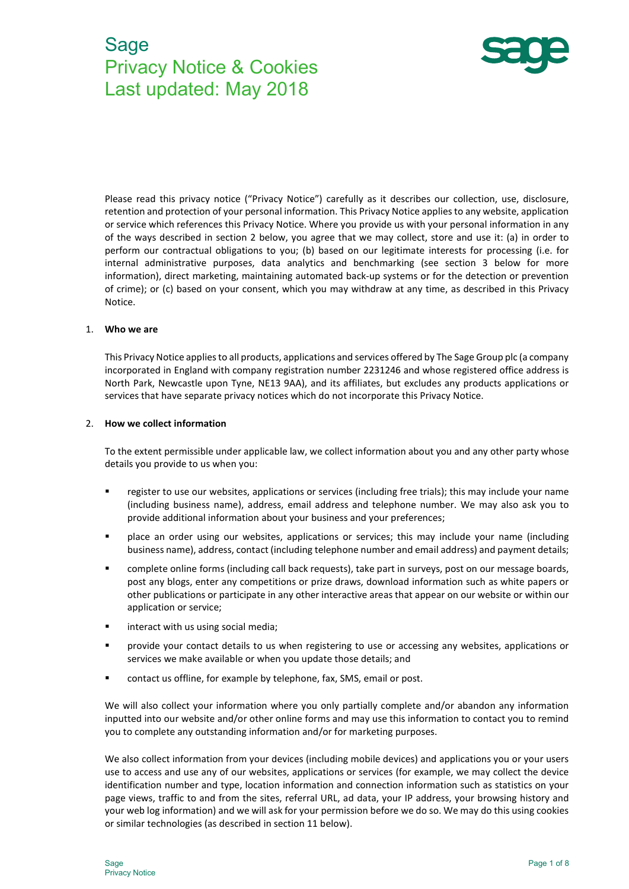# Sage
# Privacy Notice & Cookies
# Last updated: May 2018

Please read this privacy notice ("Privacy Notice") carefully as it describes our collection, use, disclosure, retention and protection of your personal information. This Privacy Notice applies to any website, application or service which references this Privacy Notice. Where you provide us with your personal information in any of the ways described in section 2 below, you agree that we may collect, store and use it: (a) in order to perform our contractual obligations to you; (b) based on our legitimate interests for processing (i.e. for internal administrative purposes, data analytics and benchmarking (see section 3 below for more information), direct marketing, maintaining automated back-up systems or for the detection or prevention of crime); or (c) based on your consent, which you may withdraw at any time, as described in this Privacy Notice.

1. **Who we are**

This Privacy Notice applies to all products, applications and services offered by The Sage Group plc (a company incorporated in England with company registration number 2231246 and whose registered office address is North Park, Newcastle upon Tyne, NE13 9AA), and its affiliates, but excludes any products applications or services that have separate privacy notices which do not incorporate this Privacy Notice.

2. **How we collect information**

To the extent permissible under applicable law, we collect information about you and any other party whose details you provide to us when you:

- register to use our websites, applications or services (including free trials); this may include your name (including business name), address, email address and telephone number. We may also ask you to provide additional information about your business and your preferences;
- place an order using our websites, applications or services; this may include your name (including business name), address, contact (including telephone number and email address) and payment details;
- complete online forms (including call back requests), take part in surveys, post on our message boards, post any blogs, enter any competitions or prize draws, download information such as white papers or other publications or participate in any other interactive areas that appear on our website or within our application or service;
- interact with us using social media;
- provide your contact details to us when registering to use or accessing any websites, applications or services we make available or when you update those details; and
- contact us offline, for example by telephone, fax, SMS, email or post.

We will also collect your information where you only partially complete and/or abandon any information inputted into our website and/or other online forms and may use this information to contact you to remind you to complete any outstanding information and/or for marketing purposes.

We also collect information from your devices (including mobile devices) and applications you or your users use to access and use any of our websites, applications or services (for example, we may collect the device identification number and type, location information and connection information such as statistics on your page views, traffic to and from the sites, referral URL, ad data, your IP address, your browsing history and your web log information) and we will ask for your permission before we do so. We may do this using cookies or similar technologies (as described in section 11 below).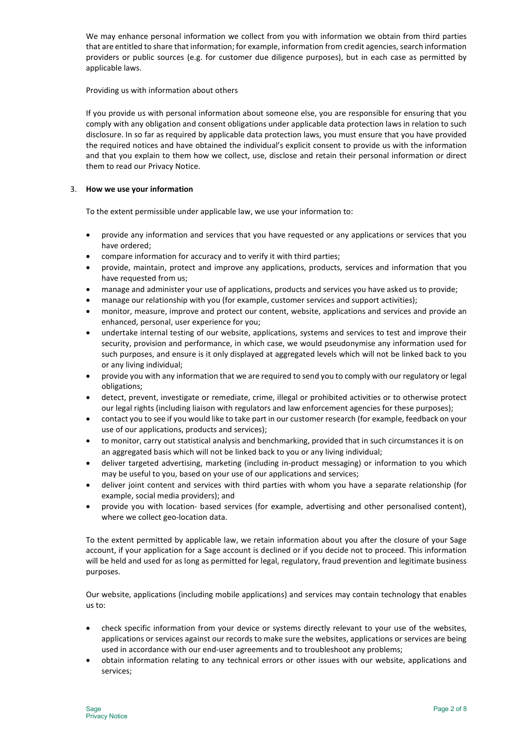We may enhance personal information we collect from you with information we obtain from third parties that are entitled to share that information; for example, information from credit agencies, search information providers or public sources (e.g. for customer due diligence purposes), but in each case as permitted by applicable laws.

Providing us with information about others

If you provide us with personal information about someone else, you are responsible for ensuring that you comply with any obligation and consent obligations under applicable data protection laws in relation to such disclosure. In so far as required by applicable data protection laws, you must ensure that you have provided the required notices and have obtained the individual's explicit consent to provide us with the information and that you explain to them how we collect, use, disclose and retain their personal information or direct them to read our Privacy Notice.

## 3. How we use your information

To the extent permissible under applicable law, we use your information to:

- provide any information and services that you have requested or any applications or services that you have ordered;
- compare information for accuracy and to verify it with third parties;
- provide, maintain, protect and improve any applications, products, services and information that you have requested from us;
- manage and administer your use of applications, products and services you have asked us to provide;
- manage our relationship with you (for example, customer services and support activities);
- monitor, measure, improve and protect our content, website, applications and services and provide an enhanced, personal, user experience for you;
- undertake internal testing of our website, applications, systems and services to test and improve their security, provision and performance, in which case, we would pseudonymise any information used for such purposes, and ensure is it only displayed at aggregated levels which will not be linked back to you or any living individual;
- provide you with any information that we are required to send you to comply with our regulatory or legal obligations;
- detect, prevent, investigate or remediate, crime, illegal or prohibited activities or to otherwise protect our legal rights (including liaison with regulators and law enforcement agencies for these purposes);
- contact you to see if you would like to take part in our customer research (for example, feedback on your use of our applications, products and services);
- to monitor, carry out statistical analysis and benchmarking, provided that in such circumstances it is on an aggregated basis which will not be linked back to you or any living individual;
- deliver targeted advertising, marketing (including in-product messaging) or information to you which may be useful to you, based on your use of our applications and services;
- deliver joint content and services with third parties with whom you have a separate relationship (for example, social media providers); and
- provide you with location- based services (for example, advertising and other personalised content), where we collect geo-location data.

To the extent permitted by applicable law, we retain information about you after the closure of your Sage account, if your application for a Sage account is declined or if you decide not to proceed. This information will be held and used for as long as permitted for legal, regulatory, fraud prevention and legitimate business purposes.

Our website, applications (including mobile applications) and services may contain technology that enables us to:

- check specific information from your device or systems directly relevant to your use of the websites, applications or services against our records to make sure the websites, applications or services are being used in accordance with our end-user agreements and to troubleshoot any problems;
- obtain information relating to any technical errors or other issues with our website, applications and services;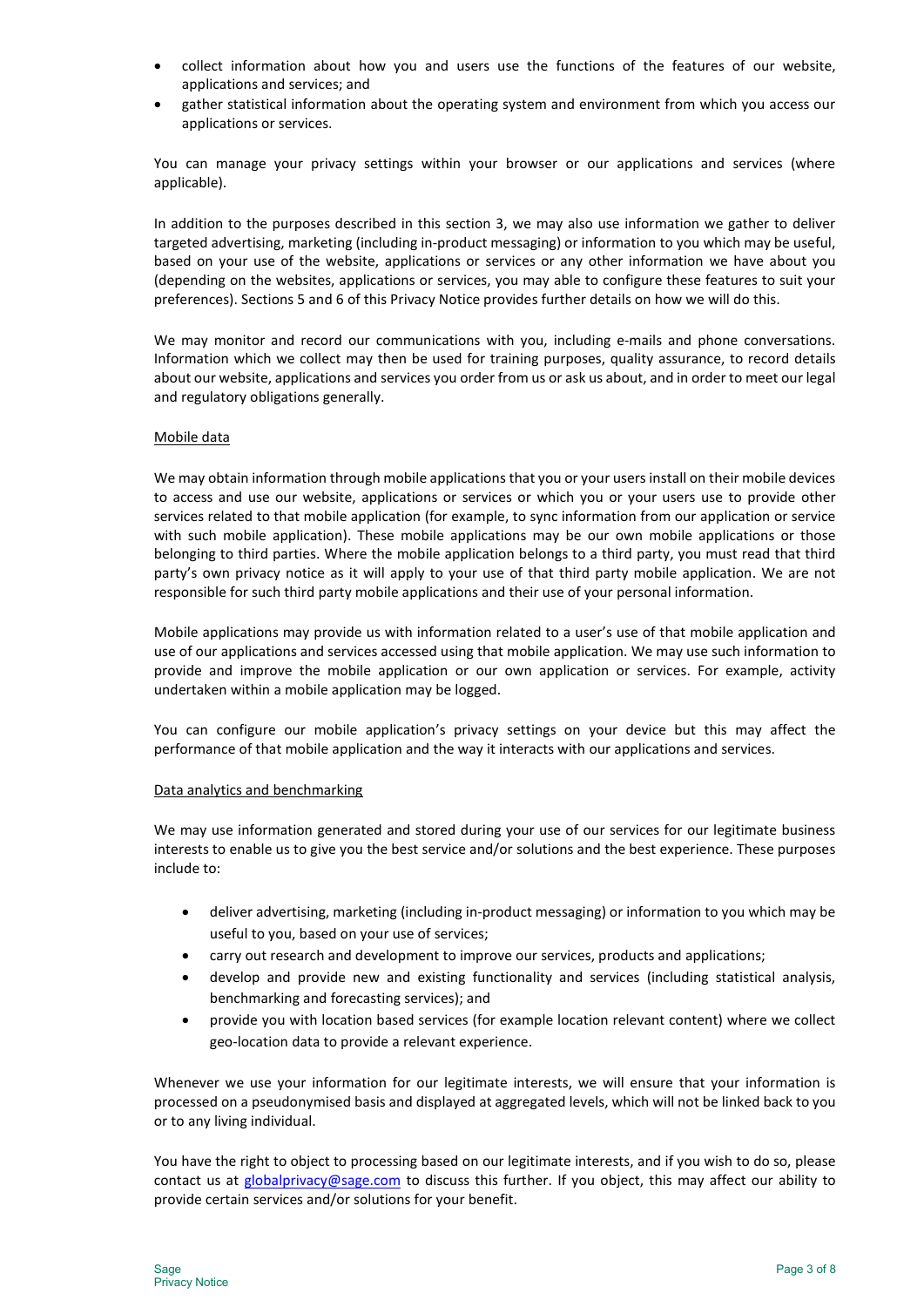- collect information about how you and users use the functions of the features of our website, applications and services; and
- gather statistical information about the operating system and environment from which you access our applications or services.

You can manage your privacy settings within your browser or our applications and services (where applicable).

In addition to the purposes described in this section 3, we may also use information we gather to deliver targeted advertising, marketing (including in-product messaging) or information to you which may be useful, based on your use of the website, applications or services or any other information we have about you (depending on the websites, applications or services, you may able to configure these features to suit your preferences). Sections 5 and 6 of this Privacy Notice provides further details on how we will do this.

We may monitor and record our communications with you, including e-mails and phone conversations. Information which we collect may then be used for training purposes, quality assurance, to record details about our website, applications and services you order from us or ask us about, and in order to meet our legal and regulatory obligations generally.

Mobile data

We may obtain information through mobile applications that you or your users install on their mobile devices to access and use our website, applications or services or which you or your users use to provide other services related to that mobile application (for example, to sync information from our application or service with such mobile application). These mobile applications may be our own mobile applications or those belonging to third parties. Where the mobile application belongs to a third party, you must read that third party's own privacy notice as it will apply to your use of that third party mobile application. We are not responsible for such third party mobile applications and their use of your personal information.

Mobile applications may provide us with information related to a user's use of that mobile application and use of our applications and services accessed using that mobile application. We may use such information to provide and improve the mobile application or our own application or services. For example, activity undertaken within a mobile application may be logged.

You can configure our mobile application's privacy settings on your device but this may affect the performance of that mobile application and the way it interacts with our applications and services.

Data analytics and benchmarking

We may use information generated and stored during your use of our services for our legitimate business interests to enable us to give you the best service and/or solutions and the best experience. These purposes include to:

- deliver advertising, marketing (including in-product messaging) or information to you which may be useful to you, based on your use of services;
- carry out research and development to improve our services, products and applications;
- develop and provide new and existing functionality and services (including statistical analysis, benchmarking and forecasting services); and
- provide you with location based services (for example location relevant content) where we collect geo-location data to provide a relevant experience.

Whenever we use your information for our legitimate interests, we will ensure that your information is processed on a pseudonymised basis and displayed at aggregated levels, which will not be linked back to you or to any living individual.

You have the right to object to processing based on our legitimate interests, and if you wish to do so, please contact us at globalprivacy@sage.com to discuss this further. If you object, this may affect our ability to provide certain services and/or solutions for your benefit.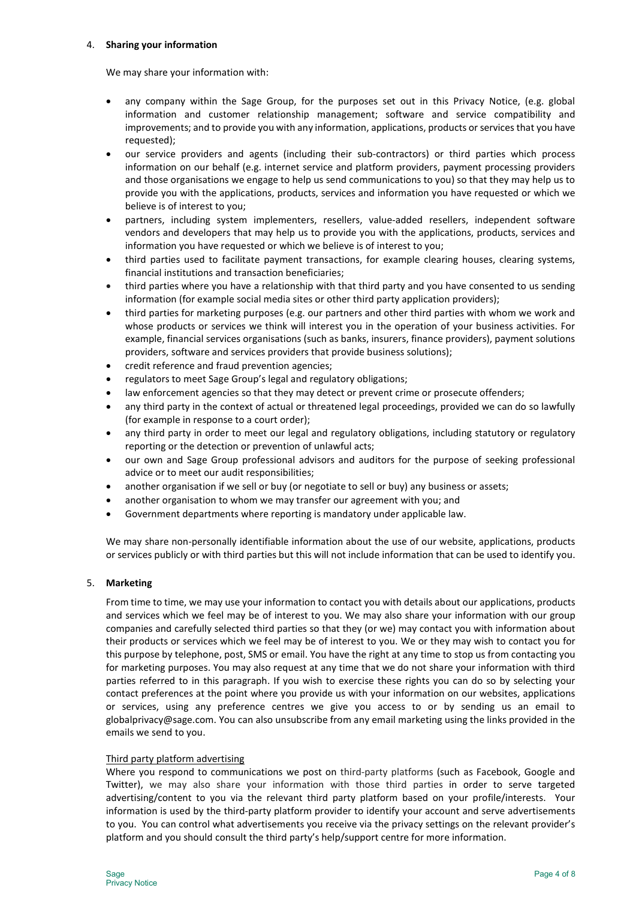## 4. Sharing your information

We may share your information with:

- any company within the Sage Group, for the purposes set out in this Privacy Notice, (e.g. global information and customer relationship management; software and service compatibility and improvements; and to provide you with any information, applications, products or services that you have requested);
- our service providers and agents (including their sub-contractors) or third parties which process information on our behalf (e.g. internet service and platform providers, payment processing providers and those organisations we engage to help us send communications to you) so that they may help us to provide you with the applications, products, services and information you have requested or which we believe is of interest to you;
- partners, including system implementers, resellers, value-added resellers, independent software vendors and developers that may help us to provide you with the applications, products, services and information you have requested or which we believe is of interest to you;
- third parties used to facilitate payment transactions, for example clearing houses, clearing systems, financial institutions and transaction beneficiaries;
- third parties where you have a relationship with that third party and you have consented to us sending information (for example social media sites or other third party application providers);
- third parties for marketing purposes (e.g. our partners and other third parties with whom we work and whose products or services we think will interest you in the operation of your business activities. For example, financial services organisations (such as banks, insurers, finance providers), payment solutions providers, software and services providers that provide business solutions);
- credit reference and fraud prevention agencies;
- regulators to meet Sage Group's legal and regulatory obligations;
- law enforcement agencies so that they may detect or prevent crime or prosecute offenders;
- any third party in the context of actual or threatened legal proceedings, provided we can do so lawfully (for example in response to a court order);
- any third party in order to meet our legal and regulatory obligations, including statutory or regulatory reporting or the detection or prevention of unlawful acts;
- our own and Sage Group professional advisors and auditors for the purpose of seeking professional advice or to meet our audit responsibilities;
- another organisation if we sell or buy (or negotiate to sell or buy) any business or assets;
- another organisation to whom we may transfer our agreement with you; and
- Government departments where reporting is mandatory under applicable law.

We may share non-personally identifiable information about the use of our website, applications, products or services publicly or with third parties but this will not include information that can be used to identify you.

## 5. Marketing

From time to time, we may use your information to contact you with details about our applications, products and services which we feel may be of interest to you. We may also share your information with our group companies and carefully selected third parties so that they (or we) may contact you with information about their products or services which we feel may be of interest to you. We or they may wish to contact you for this purpose by telephone, post, SMS or email. You have the right at any time to stop us from contacting you for marketing purposes. You may also request at any time that we do not share your information with third parties referred to in this paragraph. If you wish to exercise these rights you can do so by selecting your contact preferences at the point where you provide us with your information on our websites, applications or services, using any preference centres we give you access to or by sending us an email to globalprivacy@sage.com. You can also unsubscribe from any email marketing using the links provided in the emails we send to you.

### Third party platform advertising

Where you respond to communications we post on third-party platforms (such as Facebook, Google and Twitter), we may also share your information with those third parties in order to serve targeted advertising/content to you via the relevant third party platform based on your profile/interests. Your information is used by the third-party platform provider to identify your account and serve advertisements to you. You can control what advertisements you receive via the privacy settings on the relevant provider's platform and you should consult the third party's help/support centre for more information.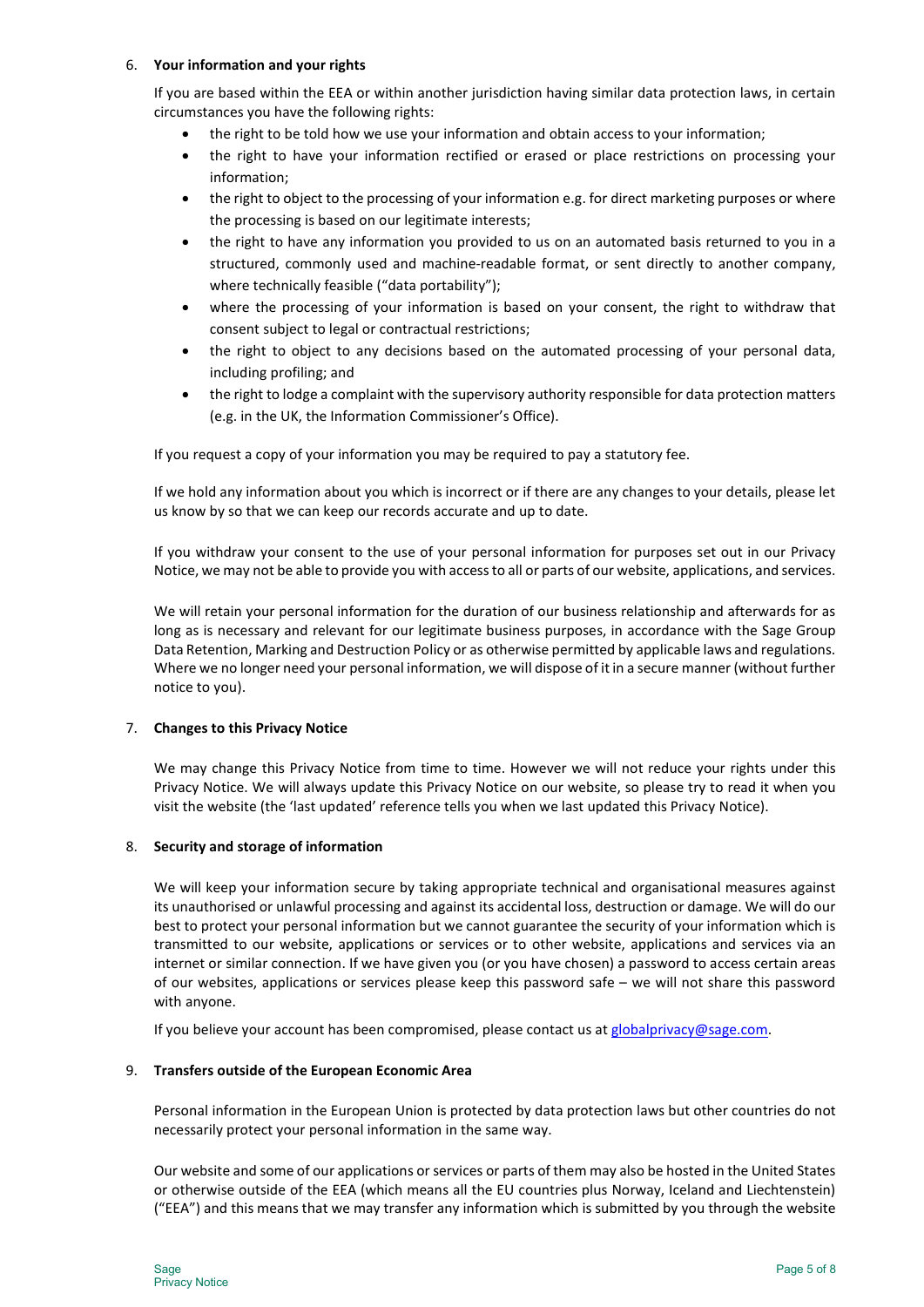6. **Your information and your rights**

If you are based within the EEA or within another jurisdiction having similar data protection laws, in certain circumstances you have the following rights:

- the right to be told how we use your information and obtain access to your information;
- the right to have your information rectified or erased or place restrictions on processing your information;
- the right to object to the processing of your information e.g. for direct marketing purposes or where the processing is based on our legitimate interests;
- the right to have any information you provided to us on an automated basis returned to you in a structured, commonly used and machine-readable format, or sent directly to another company, where technically feasible ("data portability");
- where the processing of your information is based on your consent, the right to withdraw that consent subject to legal or contractual restrictions;
- the right to object to any decisions based on the automated processing of your personal data, including profiling; and
- the right to lodge a complaint with the supervisory authority responsible for data protection matters (e.g. in the UK, the Information Commissioner's Office).

If you request a copy of your information you may be required to pay a statutory fee.

If we hold any information about you which is incorrect or if there are any changes to your details, please let us know by so that we can keep our records accurate and up to date.

If you withdraw your consent to the use of your personal information for purposes set out in our Privacy Notice, we may not be able to provide you with access to all or parts of our website, applications, and services.

We will retain your personal information for the duration of our business relationship and afterwards for as long as is necessary and relevant for our legitimate business purposes, in accordance with the Sage Group Data Retention, Marking and Destruction Policy or as otherwise permitted by applicable laws and regulations. Where we no longer need your personal information, we will dispose of it in a secure manner (without further notice to you).

7. **Changes to this Privacy Notice**

We may change this Privacy Notice from time to time. However we will not reduce your rights under this Privacy Notice. We will always update this Privacy Notice on our website, so please try to read it when you visit the website (the 'last updated' reference tells you when we last updated this Privacy Notice).

8. **Security and storage of information**

We will keep your information secure by taking appropriate technical and organisational measures against its unauthorised or unlawful processing and against its accidental loss, destruction or damage. We will do our best to protect your personal information but we cannot guarantee the security of your information which is transmitted to our website, applications or services or to other website, applications and services via an internet or similar connection. If we have given you (or you have chosen) a password to access certain areas of our websites, applications or services please keep this password safe – we will not share this password with anyone.

If you believe your account has been compromised, please contact us at globalprivacy@sage.com.

9. **Transfers outside of the European Economic Area**

Personal information in the European Union is protected by data protection laws but other countries do not necessarily protect your personal information in the same way.

Our website and some of our applications or services or parts of them may also be hosted in the United States or otherwise outside of the EEA (which means all the EU countries plus Norway, Iceland and Liechtenstein) ("EEA") and this means that we may transfer any information which is submitted by you through the website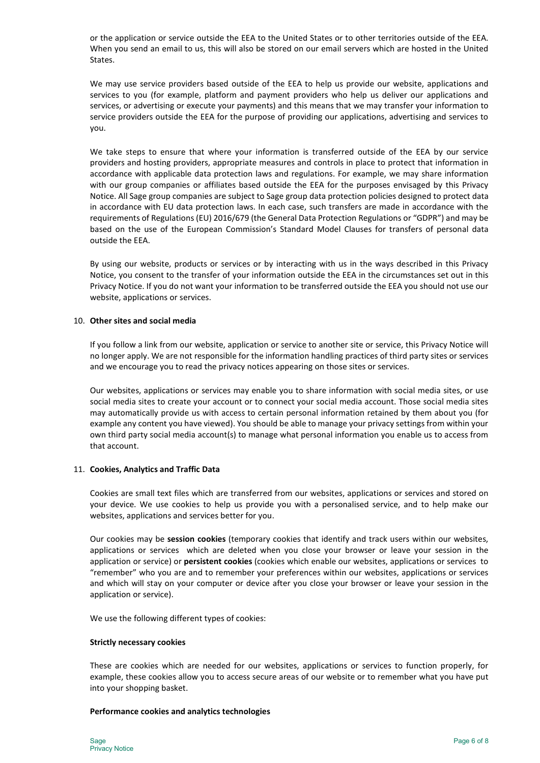or the application or service outside the EEA to the United States or to other territories outside of the EEA. When you send an email to us, this will also be stored on our email servers which are hosted in the United States.

We may use service providers based outside of the EEA to help us provide our website, applications and services to you (for example, platform and payment providers who help us deliver our applications and services, or advertising or execute your payments) and this means that we may transfer your information to service providers outside the EEA for the purpose of providing our applications, advertising and services to you.

We take steps to ensure that where your information is transferred outside of the EEA by our service providers and hosting providers, appropriate measures and controls in place to protect that information in accordance with applicable data protection laws and regulations. For example, we may share information with our group companies or affiliates based outside the EEA for the purposes envisaged by this Privacy Notice. All Sage group companies are subject to Sage group data protection policies designed to protect data in accordance with EU data protection laws. In each case, such transfers are made in accordance with the requirements of Regulations (EU) 2016/679 (the General Data Protection Regulations or "GDPR") and may be based on the use of the European Commission's Standard Model Clauses for transfers of personal data outside the EEA.

By using our website, products or services or by interacting with us in the ways described in this Privacy Notice, you consent to the transfer of your information outside the EEA in the circumstances set out in this Privacy Notice. If you do not want your information to be transferred outside the EEA you should not use our website, applications or services.

## 10. Other sites and social media

If you follow a link from our website, application or service to another site or service, this Privacy Notice will no longer apply. We are not responsible for the information handling practices of third party sites or services and we encourage you to read the privacy notices appearing on those sites or services.

Our websites, applications or services may enable you to share information with social media sites, or use social media sites to create your account or to connect your social media account. Those social media sites may automatically provide us with access to certain personal information retained by them about you (for example any content you have viewed). You should be able to manage your privacy settings from within your own third party social media account(s) to manage what personal information you enable us to access from that account.

## 11. Cookies, Analytics and Traffic Data

Cookies are small text files which are transferred from our websites, applications or services and stored on your device. We use cookies to help us provide you with a personalised service, and to help make our websites, applications and services better for you.

Our cookies may be **session cookies** (temporary cookies that identify and track users within our websites, applications or services which are deleted when you close your browser or leave your session in the application or service) or **persistent cookies** (cookies which enable our websites, applications or services to "remember" who you are and to remember your preferences within our websites, applications or services and which will stay on your computer or device after you close your browser or leave your session in the application or service).

We use the following different types of cookies:

**Strictly necessary cookies**

These are cookies which are needed for our websites, applications or services to function properly, for example, these cookies allow you to access secure areas of our website or to remember what you have put into your shopping basket.

**Performance cookies and analytics technologies**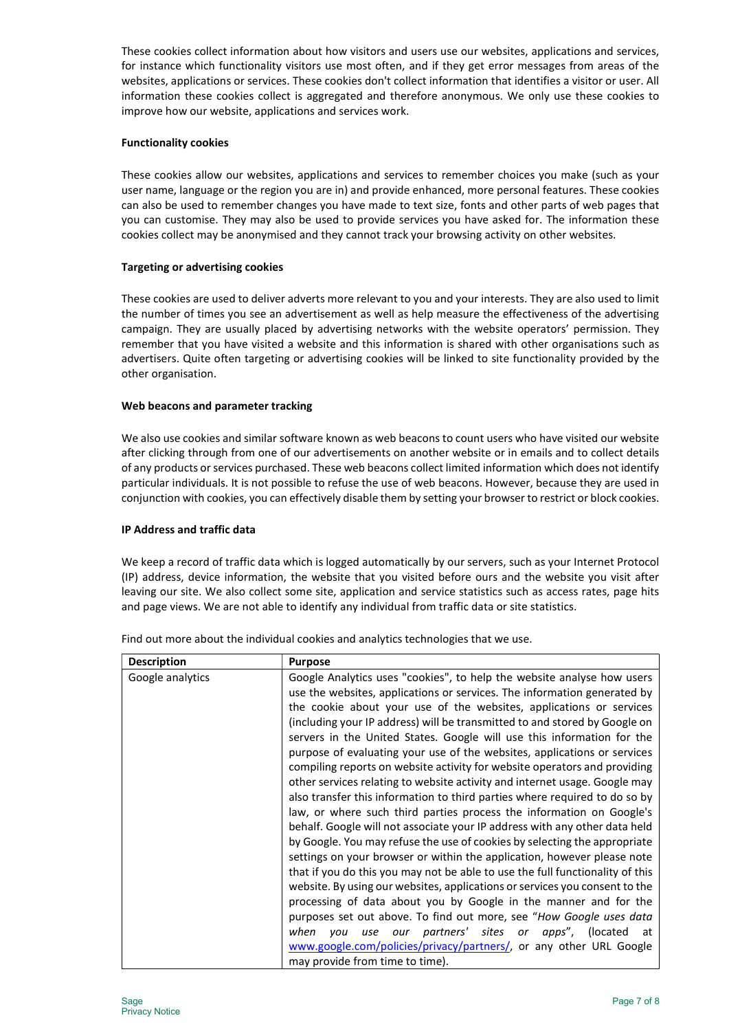These cookies collect information about how visitors and users use our websites, applications and services, for instance which functionality visitors use most often, and if they get error messages from areas of the websites, applications or services. These cookies don't collect information that identifies a visitor or user. All information these cookies collect is aggregated and therefore anonymous. We only use these cookies to improve how our website, applications and services work.

**Functionality cookies**

These cookies allow our websites, applications and services to remember choices you make (such as your user name, language or the region you are in) and provide enhanced, more personal features. These cookies can also be used to remember changes you have made to text size, fonts and other parts of web pages that you can customise. They may also be used to provide services you have asked for. The information these cookies collect may be anonymised and they cannot track your browsing activity on other websites.

**Targeting or advertising cookies**

These cookies are used to deliver adverts more relevant to you and your interests. They are also used to limit the number of times you see an advertisement as well as help measure the effectiveness of the advertising campaign. They are usually placed by advertising networks with the website operators' permission. They remember that you have visited a website and this information is shared with other organisations such as advertisers. Quite often targeting or advertising cookies will be linked to site functionality provided by the other organisation.

**Web beacons and parameter tracking**

We also use cookies and similar software known as web beacons to count users who have visited our website after clicking through from one of our advertisements on another website or in emails and to collect details of any products or services purchased. These web beacons collect limited information which does not identify particular individuals. It is not possible to refuse the use of web beacons. However, because they are used in conjunction with cookies, you can effectively disable them by setting your browser to restrict or block cookies.

**IP Address and traffic data**

We keep a record of traffic data which is logged automatically by our servers, such as your Internet Protocol (IP) address, device information, the website that you visited before ours and the website you visit after leaving our site. We also collect some site, application and service statistics such as access rates, page hits and page views. We are not able to identify any individual from traffic data or site statistics.

Find out more about the individual cookies and analytics technologies that we use.

| **Description** | **Purpose** |
|---|---|
| Google analytics | Google Analytics uses "cookies", to help the website analyse how users use the websites, applications or services. The information generated by the cookie about your use of the websites, applications or services (including your IP address) will be transmitted to and stored by Google on servers in the United States. Google will use this information for the purpose of evaluating your use of the websites, applications or services compiling reports on website activity for website operators and providing other services relating to website activity and internet usage. Google may also transfer this information to third parties where required to do so by law, or where such third parties process the information on Google's behalf. Google will not associate your IP address with any other data held by Google. You may refuse the use of cookies by selecting the appropriate settings on your browser or within the application, however please note that if you do this you may not be able to use the full functionality of this website. By using our websites, applications or services you consent to the processing of data about you by Google in the manner and for the purposes set out above. To find out more, see "*How Google uses data when you use our partners' sites or apps*", (located at www.google.com/policies/privacy/partners/, or any other URL Google may provide from time to time). |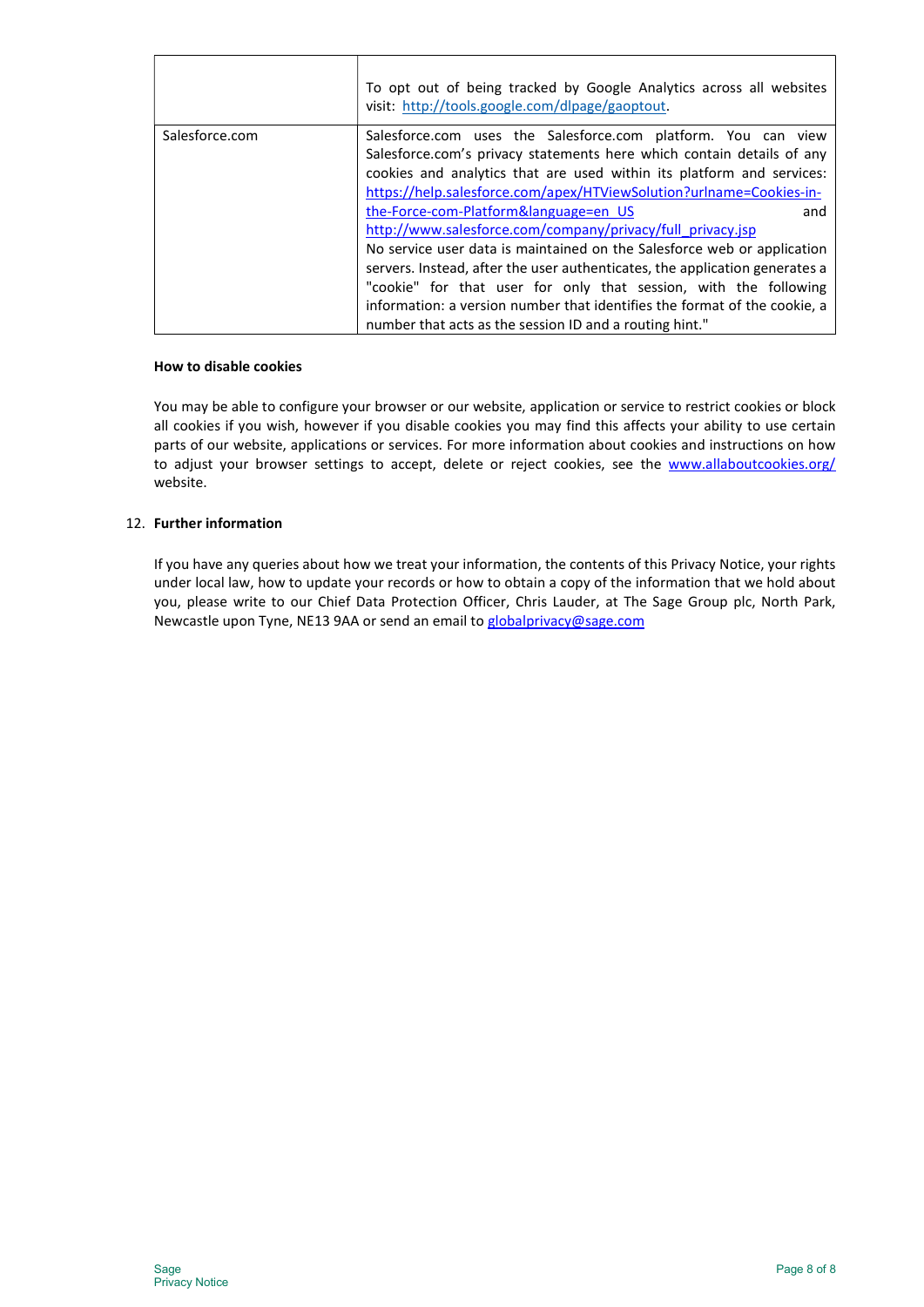| | |
|---|---|
| | To opt out of being tracked by Google Analytics across all websites visit: http://tools.google.com/dlpage/gaoptout. |
| Salesforce.com | Salesforce.com uses the Salesforce.com platform. You can view Salesforce.com's privacy statements here which contain details of any cookies and analytics that are used within its platform and services: https://help.salesforce.com/apex/HTViewSolution?urlname=Cookies-in-the-Force-com-Platform&language=en_US and http://www.salesforce.com/company/privacy/full_privacy.jsp No service user data is maintained on the Salesforce web or application servers. Instead, after the user authenticates, the application generates a "cookie" for that user for only that session, with the following information: a version number that identifies the format of the cookie, a number that acts as the session ID and a routing hint." |

**How to disable cookies**

You may be able to configure your browser or our website, application or service to restrict cookies or block all cookies if you wish, however if you disable cookies you may find this affects your ability to use certain parts of our website, applications or services. For more information about cookies and instructions on how to adjust your browser settings to accept, delete or reject cookies, see the www.allaboutcookies.org/ website.

12. **Further information**

If you have any queries about how we treat your information, the contents of this Privacy Notice, your rights under local law, how to update your records or how to obtain a copy of the information that we hold about you, please write to our Chief Data Protection Officer, Chris Lauder, at The Sage Group plc, North Park, Newcastle upon Tyne, NE13 9AA or send an email to globalprivacy@sage.com